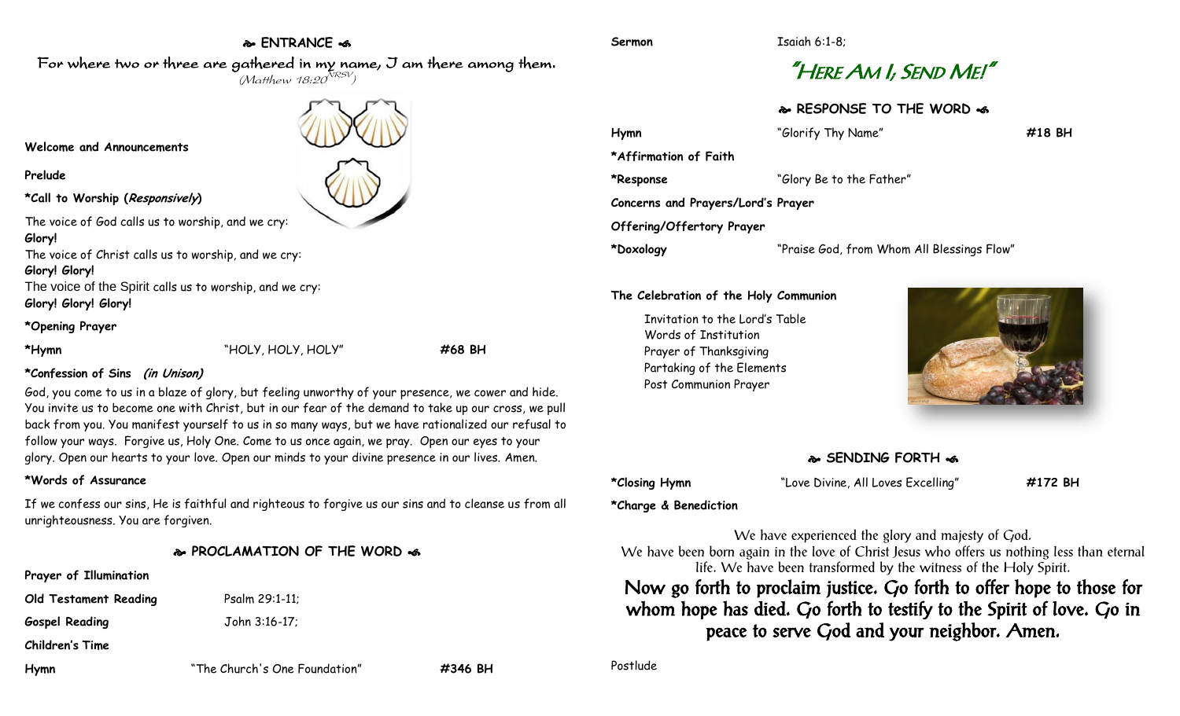## ENTRANCE

For where two or three are gathered in my name, I am there among them.
*(Matthew 18:20 NRSV)*

**Welcome and Announcements**

**Prelude**

**\*Call to Worship (*Responsively*)**

The voice of God calls us to worship, and we cry:
**Glory!**
The voice of Christ calls us to worship, and we cry:
**Glory! Glory!**
The voice of the Spirit calls us to worship, and we cry:
**Glory! Glory! Glory!**

**\*Opening Prayer**

**\*Hymn** "HOLY, HOLY, HOLY" **#68 BH**

**\*Confession of Sins *(in Unison)***

God, you come to us in a blaze of glory, but feeling unworthy of your presence, we cower and hide. You invite us to become one with Christ, but in our fear of the demand to take up our cross, we pull back from you. You manifest yourself to us in so many ways, but we have rationalized our refusal to follow your ways. Forgive us, Holy One. Come to us once again, we pray. Open our eyes to your glory. Open our hearts to your love. Open our minds to your divine presence in our lives. Amen.

**\*Words of Assurance**

If we confess our sins, He is faithful and righteous to forgive us our sins and to cleanse us from all unrighteousness. You are forgiven.

## PROCLAMATION OF THE WORD

**Prayer of Illumination**

**Old Testament Reading** Psalm 29:1-11;

**Gospel Reading** John 3:16-17;

**Children's Time**

**Hymn** "The Church's One Foundation" **#346 BH**

**Sermon** Isaiah 6:1-8;

### "HERE AM I; SEND ME!"

## RESPONSE TO THE WORD

**Hymn** "Glorify Thy Name" **#18 BH**

**\*Affirmation of Faith**

**\*Response** "Glory Be to the Father"

**Concerns and Prayers/Lord's Prayer**

**Offering/Offertory Prayer**

**\*Doxology** "Praise God, from Whom All Blessings Flow"

**The Celebration of the Holy Communion**

Invitation to the Lord's Table
Words of Institution
Prayer of Thanksgiving
Partaking of the Elements
Post Communion Prayer

## SENDING FORTH

**\*Closing Hymn** "Love Divine, All Loves Excelling" **#172 BH**

**\*Charge & Benediction**

We have experienced the glory and majesty of God.
We have been born again in the love of Christ Jesus who offers us nothing less than eternal life. We have been transformed by the witness of the Holy Spirit.

**Now go forth to proclaim justice. Go forth to offer hope to those for whom hope has died. Go forth to testify to the Spirit of love. Go in peace to serve God and your neighbor. Amen.**

Postlude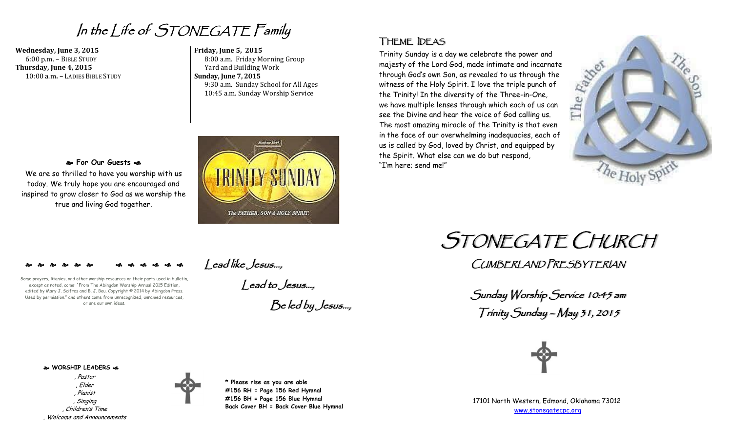# In the Life of STONEGATE Family

**Wednesday, June 3, 2015**
6:00 p.m. – BIBLE STUDY

**Thursday, June 4, 2015**
10:00 a.m. – LADIES BIBLE STUDY

**Friday, June 5, 2015**
8:00 a.m. Friday Morning Group
Yard and Building Work

**Sunday, June 7, 2015**
9:30 a.m. Sunday School for All Ages
10:45 a.m. Sunday Worship Service

**For Our Guests**

We are so thrilled to have you worship with us today. We truly hope you are encouraged and inspired to grow closer to God as we worship the true and living God together.

Some prayers, litanies, and other worship resources or their parts used in bulletin, except as noted, come: "From The Abingdon Worship Annual 2015 Edition, edited by Mary J. Scifres and B. J. Beu. Copyright © 2014 by Abingdon Press. Used by permission." and others come from unrecognized, unnamed resources, or are our own ideas.

*Lead like Jesus...,*

*Lead to Jesus...,*

*Be led by Jesus...,*

**WORSHIP LEADERS**

*, Pastor*
*, Elder*
*, Pianist*
*, Singing*
*, Children's Time*
*, Welcome and Announcements*

**\* Please rise as you are able**
**#156 RH = Page 156 Red Hymnal**
**#156 BH = Page 156 Blue Hymnal**
**Back Cover BH = Back Cover Blue Hymnal**

## THEME IDEAS

Trinity Sunday is a day we celebrate the power and majesty of the Lord God, made intimate and incarnate through God's own Son, as revealed to us through the witness of the Holy Spirit. I love the triple punch of the Trinity! In the diversity of the Three-in-One, we have multiple lenses through which each of us can see the Divine and hear the voice of God calling us. The most amazing miracle of the Trinity is that even in the face of our overwhelming inadequacies, each of us is called by God, loved by Christ, and equipped by the Spirit. What else can we do but respond, "I'm here; send me!"

# STONEGATE CHURCH

## CUMBERLAND PRESBYTERIAN

*Sunday Worship Service 10:45 am*

*Trinity Sunday – May 31, 2015*

17101 North Western, Edmond, Oklahoma 73012
www.stonegatecpc.org